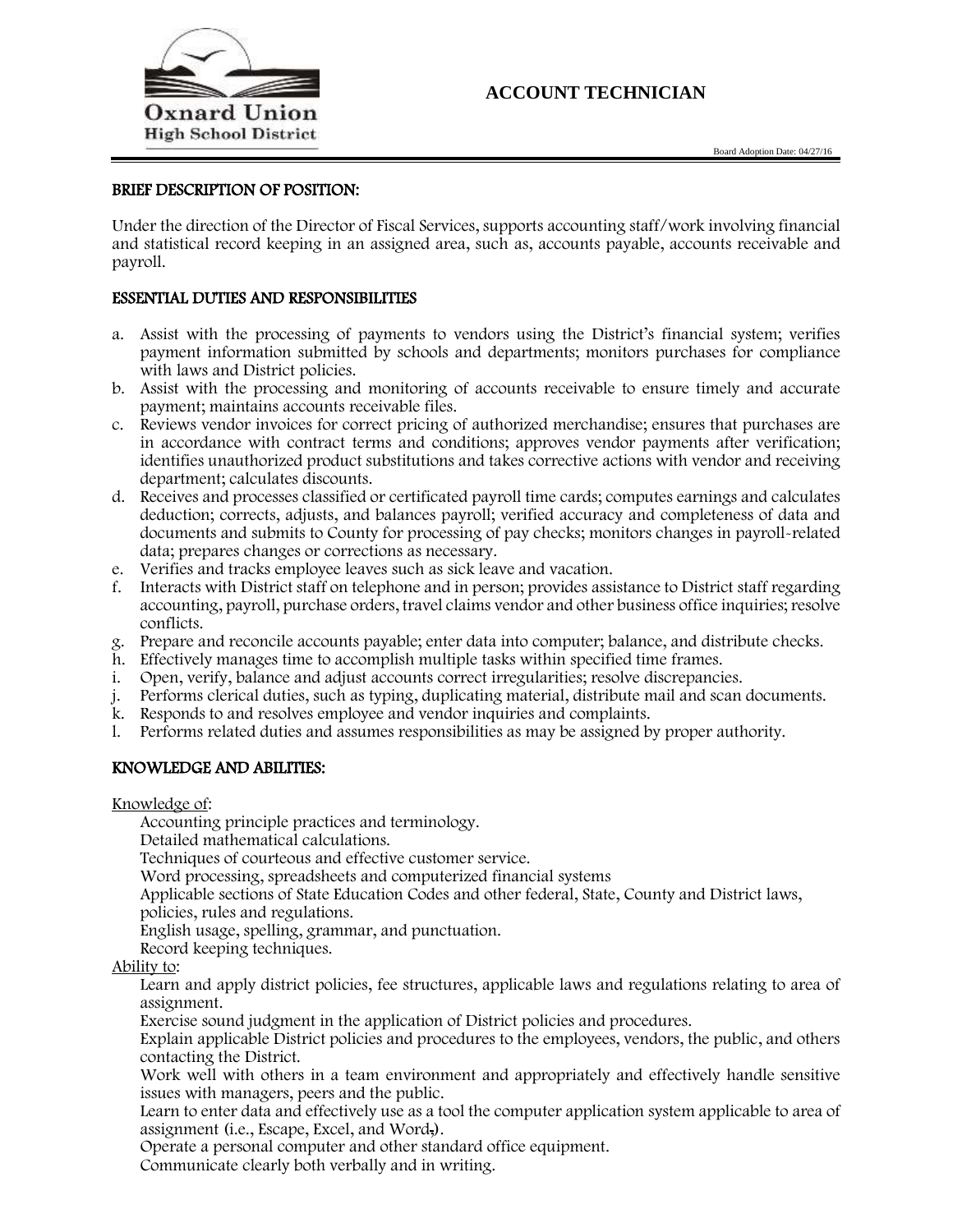Oxnard Union High School District

# ACCOUNT TECHNICIAN

Board Adoption Date: 04/27/16

## BRIEF DESCRIPTION OF POSITION:

Under the direction of the Director of Fiscal Services, supports accounting staff/work involving financial and statistical record keeping in an assigned area, such as, accounts payable, accounts receivable and payroll.

## ESSENTIAL DUTIES AND RESPONSIBILITIES

a. Assist with the processing of payments to vendors using the District's financial system; verifies payment information submitted by schools and departments; monitors purchases for compliance with laws and District policies.
b. Assist with the processing and monitoring of accounts receivable to ensure timely and accurate payment; maintains accounts receivable files.
c. Reviews vendor invoices for correct pricing of authorized merchandise; ensures that purchases are in accordance with contract terms and conditions; approves vendor payments after verification; identifies unauthorized product substitutions and takes corrective actions with vendor and receiving department; calculates discounts.
d. Receives and processes classified or certificated payroll time cards; computes earnings and calculates deduction; corrects, adjusts, and balances payroll; verified accuracy and completeness of data and documents and submits to County for processing of pay checks; monitors changes in payroll-related data; prepares changes or corrections as necessary.
e. Verifies and tracks employee leaves such as sick leave and vacation.
f. Interacts with District staff on telephone and in person; provides assistance to District staff regarding accounting, payroll, purchase orders, travel claims vendor and other business office inquiries; resolve conflicts.
g. Prepare and reconcile accounts payable; enter data into computer; balance, and distribute checks.
h. Effectively manages time to accomplish multiple tasks within specified time frames.
i. Open, verify, balance and adjust accounts correct irregularities; resolve discrepancies.
j. Performs clerical duties, such as typing, duplicating material, distribute mail and scan documents.
k. Responds to and resolves employee and vendor inquiries and complaints.
l. Performs related duties and assumes responsibilities as may be assigned by proper authority.

## KNOWLEDGE AND ABILITIES:

Knowledge of:

Accounting principle practices and terminology.
Detailed mathematical calculations.
Techniques of courteous and effective customer service.
Word processing, spreadsheets and computerized financial systems
Applicable sections of State Education Codes and other federal, State, County and District laws, policies, rules and regulations.
English usage, spelling, grammar, and punctuation.
Record keeping techniques.

Ability to:

Learn and apply district policies, fee structures, applicable laws and regulations relating to area of assignment.
Exercise sound judgment in the application of District policies and procedures.
Explain applicable District policies and procedures to the employees, vendors, the public, and others contacting the District.
Work well with others in a team environment and appropriately and effectively handle sensitive issues with managers, peers and the public.
Learn to enter data and effectively use as a tool the computer application system applicable to area of assignment (i.e., Escape, Excel, and Word,).
Operate a personal computer and other standard office equipment.
Communicate clearly both verbally and in writing.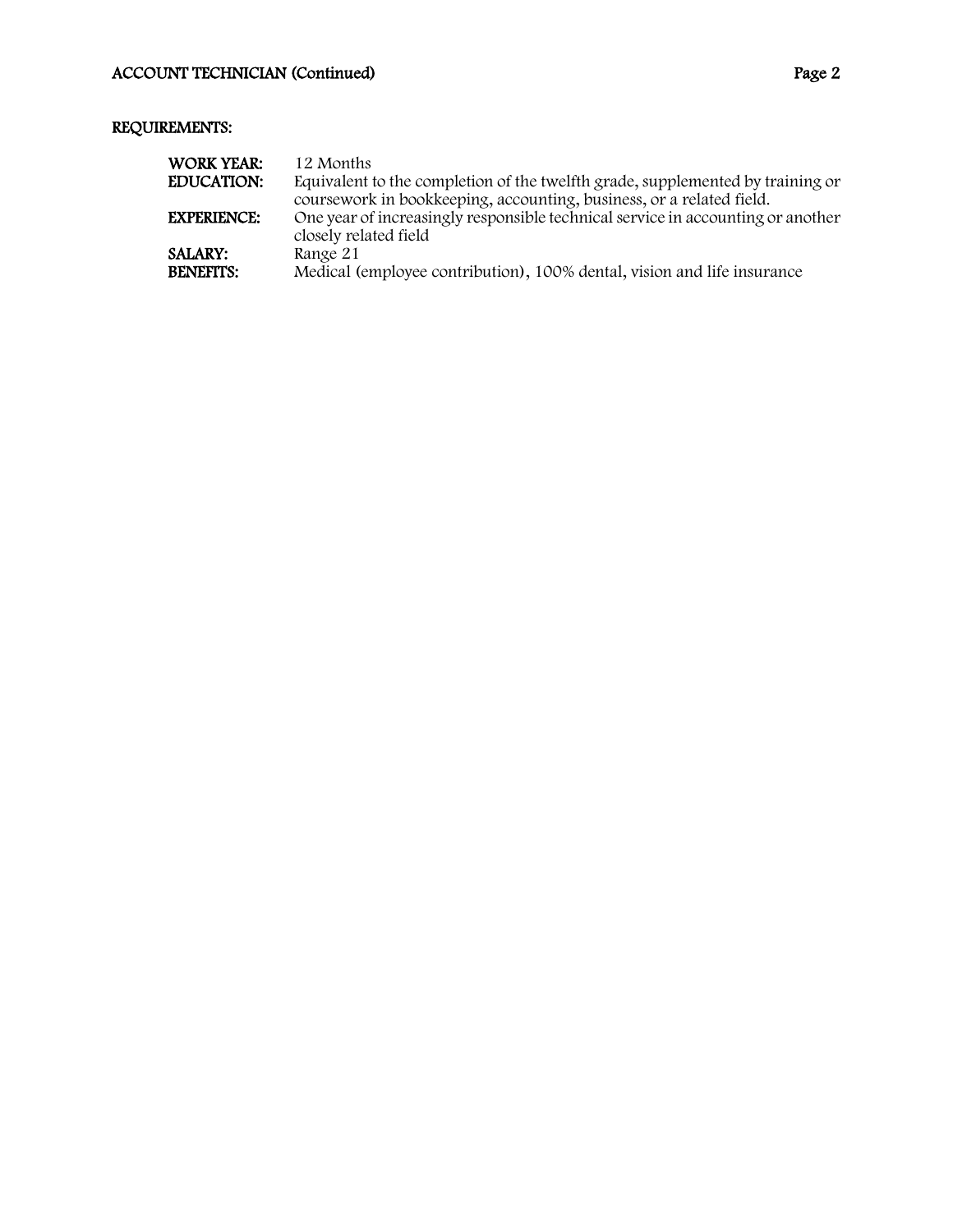## REQUIREMENTS:

**WORK YEAR:** 12 Months

**EDUCATION:** Equivalent to the completion of the twelfth grade, supplemented by training or coursework in bookkeeping, accounting, business, or a related field.

**EXPERIENCE:** One year of increasingly responsible technical service in accounting or another closely related field

**SALARY:** Range 21

**BENEFITS:** Medical (employee contribution), 100% dental, vision and life insurance